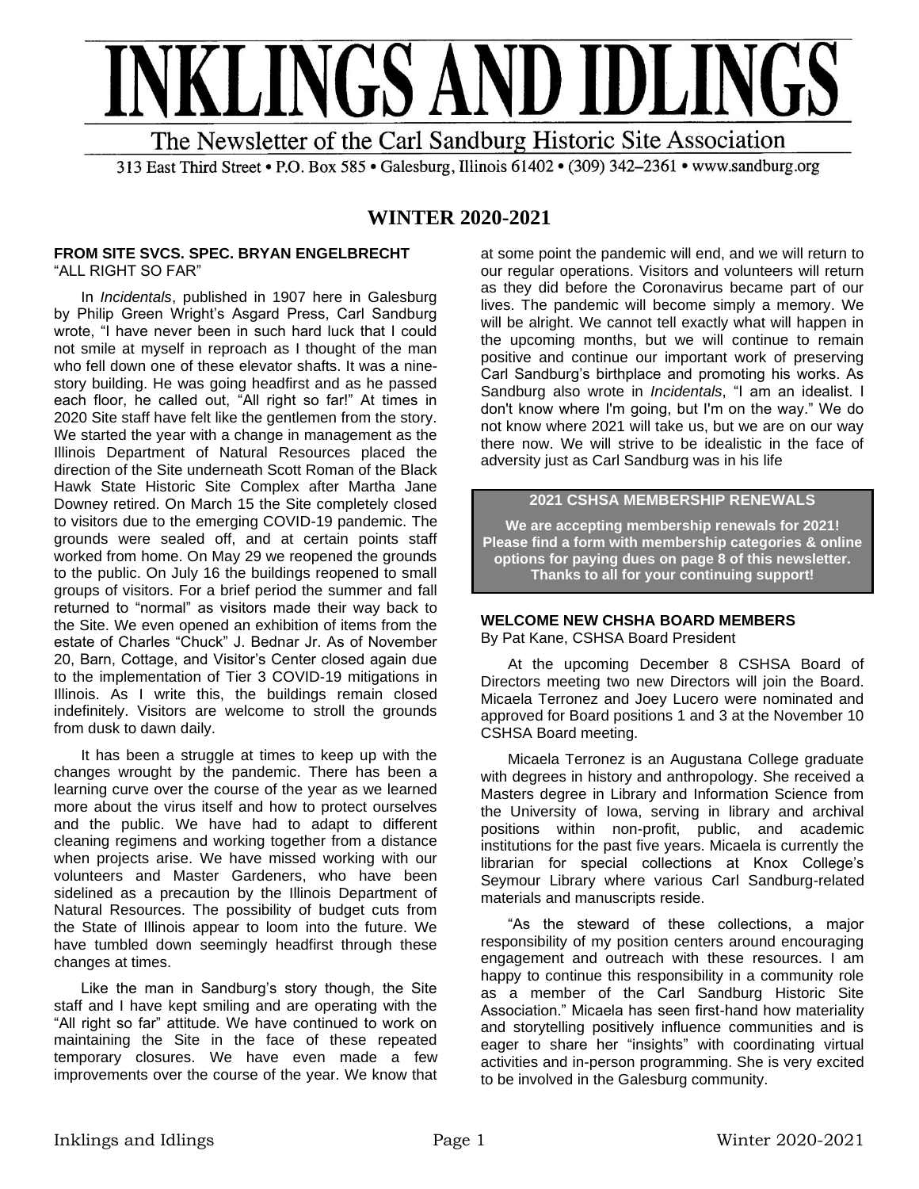# INKLINGS AND IDLINGS

The Newsletter of the Carl Sandburg Historic Site Association

313 East Third Street • P.O. Box 585 • Galesburg, Illinois 61402 • (309) 342–2361 • www.sandburg.org

## WINTER 2020-2021

### FROM SITE SVCS. SPEC. BRYAN ENGELBRECHT
"ALL RIGHT SO FAR"

In *Incidentals*, published in 1907 here in Galesburg by Philip Green Wright's Asgard Press, Carl Sandburg wrote, "I have never been in such hard luck that I could not smile at myself in reproach as I thought of the man who fell down one of these elevator shafts. It was a nine-story building. He was going headfirst and as he passed each floor, he called out, "All right so far!" At times in 2020 Site staff have felt like the gentlemen from the story. We started the year with a change in management as the Illinois Department of Natural Resources placed the direction of the Site underneath Scott Roman of the Black Hawk State Historic Site Complex after Martha Jane Downey retired. On March 15 the Site completely closed to visitors due to the emerging COVID-19 pandemic. The grounds were sealed off, and at certain points staff worked from home. On May 29 we reopened the grounds to the public. On July 16 the buildings reopened to small groups of visitors. For a brief period the summer and fall returned to "normal" as visitors made their way back to the Site. We even opened an exhibition of items from the estate of Charles "Chuck" J. Bednar Jr. As of November 20, Barn, Cottage, and Visitor's Center closed again due to the implementation of Tier 3 COVID-19 mitigations in Illinois. As I write this, the buildings remain closed indefinitely. Visitors are welcome to stroll the grounds from dusk to dawn daily.

It has been a struggle at times to keep up with the changes wrought by the pandemic. There has been a learning curve over the course of the year as we learned more about the virus itself and how to protect ourselves and the public. We have had to adapt to different cleaning regimens and working together from a distance when projects arise. We have missed working with our volunteers and Master Gardeners, who have been sidelined as a precaution by the Illinois Department of Natural Resources. The possibility of budget cuts from the State of Illinois appear to loom into the future. We have tumbled down seemingly headfirst through these changes at times.

Like the man in Sandburg's story though, the Site staff and I have kept smiling and are operating with the "All right so far" attitude. We have continued to work on maintaining the Site in the face of these repeated temporary closures. We have even made a few improvements over the course of the year. We know that at some point the pandemic will end, and we will return to our regular operations. Visitors and volunteers will return as they did before the Coronavirus became part of our lives. The pandemic will become simply a memory. We will be alright. We cannot tell exactly what will happen in the upcoming months, but we will continue to remain positive and continue our important work of preserving Carl Sandburg's birthplace and promoting his works. As Sandburg also wrote in *Incidentals*, "I am an idealist. I don't know where I'm going, but I'm on the way." We do not know where 2021 will take us, but we are on our way there now. We will strive to be idealistic in the face of adversity just as Carl Sandburg was in his life

### 2021 CSHSA MEMBERSHIP RENEWALS

**We are accepting membership renewals for 2021! Please find a form with membership categories & online options for paying dues on page 8 of this newsletter. Thanks to all for your continuing support!**

### WELCOME NEW CHSHA BOARD MEMBERS
By Pat Kane, CSHSA Board President

At the upcoming December 8 CSHSA Board of Directors meeting two new Directors will join the Board. Micaela Terronez and Joey Lucero were nominated and approved for Board positions 1 and 3 at the November 10 CSHSA Board meeting.

Micaela Terronez is an Augustana College graduate with degrees in history and anthropology. She received a Masters degree in Library and Information Science from the University of Iowa, serving in library and archival positions within non-profit, public, and academic institutions for the past five years. Micaela is currently the librarian for special collections at Knox College's Seymour Library where various Carl Sandburg-related materials and manuscripts reside.

"As the steward of these collections, a major responsibility of my position centers around encouraging engagement and outreach with these resources. I am happy to continue this responsibility in a community role as a member of the Carl Sandburg Historic Site Association." Micaela has seen first-hand how materiality and storytelling positively influence communities and is eager to share her "insights" with coordinating virtual activities and in-person programming. She is very excited to be involved in the Galesburg community.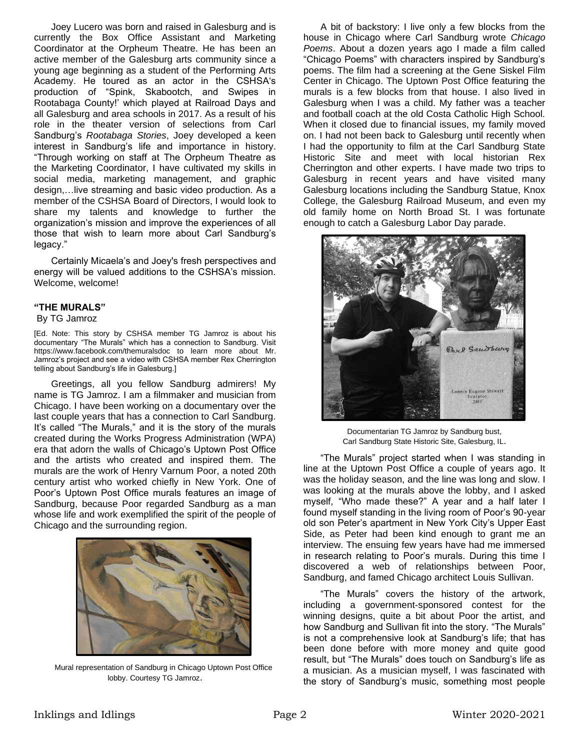Joey Lucero was born and raised in Galesburg and is currently the Box Office Assistant and Marketing Coordinator at the Orpheum Theatre. He has been an active member of the Galesburg arts community since a young age beginning as a student of the Performing Arts Academy. He toured as an actor in the CSHSA's production of "Spink, Skabootch, and Swipes in Rootabaga County!' which played at Railroad Days and all Galesburg and area schools in 2017. As a result of his role in the theater version of selections from Carl Sandburg's *Rootabaga Stories*, Joey developed a keen interest in Sandburg's life and importance in history. "Through working on staff at The Orpheum Theatre as the Marketing Coordinator, I have cultivated my skills in social media, marketing management, and graphic design,…live streaming and basic video production. As a member of the CSHSA Board of Directors, I would look to share my talents and knowledge to further the organization's mission and improve the experiences of all those that wish to learn more about Carl Sandburg's legacy."

Certainly Micaela's and Joey's fresh perspectives and energy will be valued additions to the CSHSA's mission. Welcome, welcome!

### "THE MURALS"

By TG Jamroz

[Ed. Note: This story by CSHSA member TG Jamroz is about his documentary "The Murals" which has a connection to Sandburg. Visit https://www.facebook.com/themuralsdoc to learn more about Mr. Jamroz's project and see a video with CSHSA member Rex Cherrington telling about Sandburg's life in Galesburg.]

Greetings, all you fellow Sandburg admirers! My name is TG Jamroz. I am a filmmaker and musician from Chicago. I have been working on a documentary over the last couple years that has a connection to Carl Sandburg. It's called "The Murals," and it is the story of the murals created during the Works Progress Administration (WPA) era that adorn the walls of Chicago's Uptown Post Office and the artists who created and inspired them. The murals are the work of Henry Varnum Poor, a noted 20th century artist who worked chiefly in New York. One of Poor's Uptown Post Office murals features an image of Sandburg, because Poor regarded Sandburg as a man whose life and work exemplified the spirit of the people of Chicago and the surrounding region.

Mural representation of Sandburg in Chicago Uptown Post Office lobby. Courtesy TG Jamroz.

A bit of backstory: I live only a few blocks from the house in Chicago where Carl Sandburg wrote *Chicago Poems*. About a dozen years ago I made a film called "Chicago Poems" with characters inspired by Sandburg's poems. The film had a screening at the Gene Siskel Film Center in Chicago. The Uptown Post Office featuring the murals is a few blocks from that house. I also lived in Galesburg when I was a child. My father was a teacher and football coach at the old Costa Catholic High School. When it closed due to financial issues, my family moved on. I had not been back to Galesburg until recently when I had the opportunity to film at the Carl Sandburg State Historic Site and meet with local historian Rex Cherrington and other experts. I have made two trips to Galesburg in recent years and have visited many Galesburg locations including the Sandburg Statue, Knox College, the Galesburg Railroad Museum, and even my old family home on North Broad St. I was fortunate enough to catch a Galesburg Labor Day parade.

Documentarian TG Jamroz by Sandburg bust, Carl Sandburg State Historic Site, Galesburg, IL.

"The Murals" project started when I was standing in line at the Uptown Post Office a couple of years ago. It was the holiday season, and the line was long and slow. I was looking at the murals above the lobby, and I asked myself, "Who made these?" A year and a half later I found myself standing in the living room of Poor's 90-year old son Peter's apartment in New York City's Upper East Side, as Peter had been kind enough to grant me an interview. The ensuing few years have had me immersed in research relating to Poor's murals. During this time I discovered a web of relationships between Poor, Sandburg, and famed Chicago architect Louis Sullivan.

"The Murals" covers the history of the artwork, including a government-sponsored contest for the winning designs, quite a bit about Poor the artist, and how Sandburg and Sullivan fit into the story. "The Murals" is not a comprehensive look at Sandburg's life; that has been done before with more money and quite good result, but "The Murals" does touch on Sandburg's life as a musician. As a musician myself, I was fascinated with the story of Sandburg's music, something most people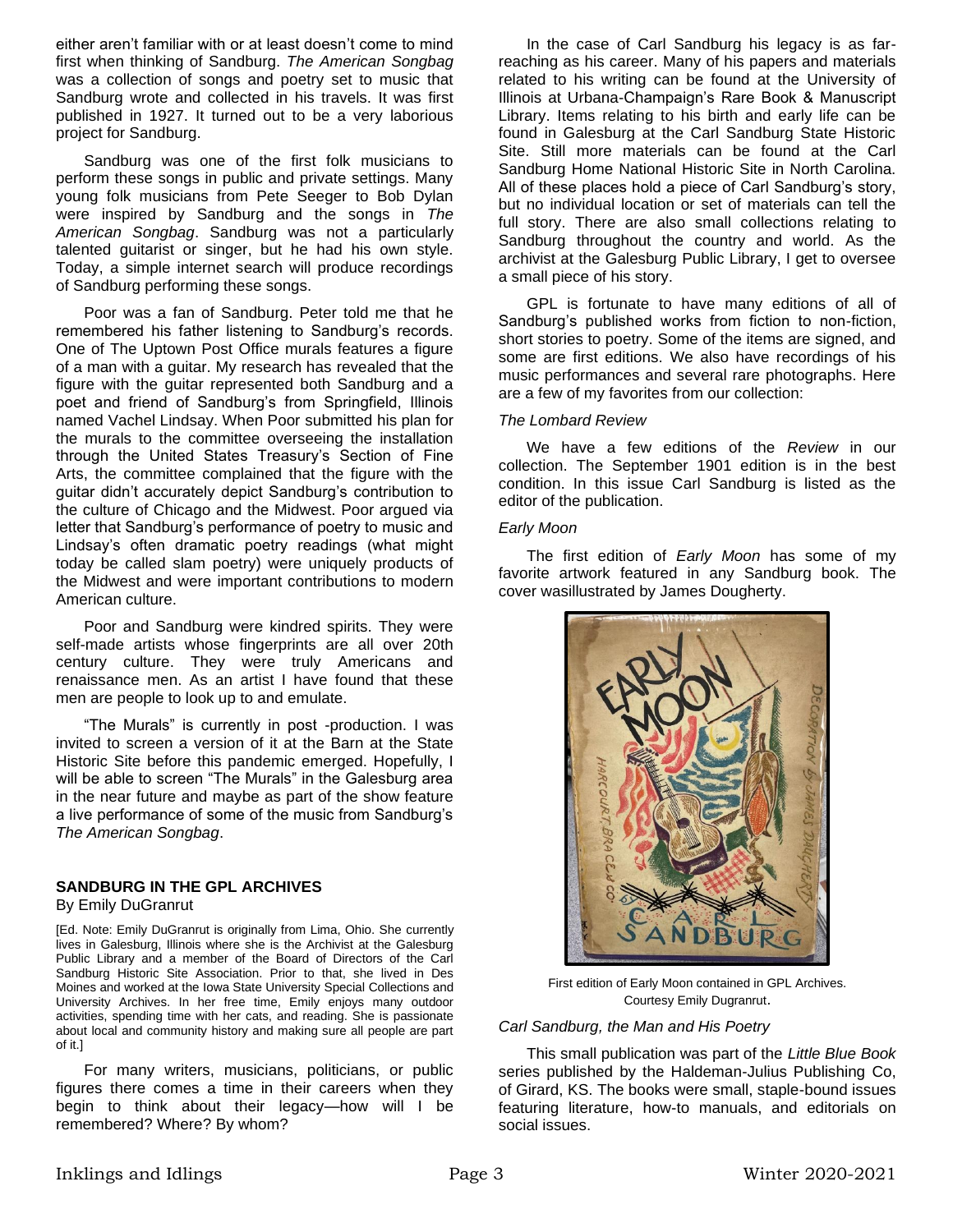either aren't familiar with or at least doesn't come to mind first when thinking of Sandburg. *The American Songbag* was a collection of songs and poetry set to music that Sandburg wrote and collected in his travels. It was first published in 1927. It turned out to be a very laborious project for Sandburg.

Sandburg was one of the first folk musicians to perform these songs in public and private settings. Many young folk musicians from Pete Seeger to Bob Dylan were inspired by Sandburg and the songs in *The American Songbag*. Sandburg was not a particularly talented guitarist or singer, but he had his own style. Today, a simple internet search will produce recordings of Sandburg performing these songs.

Poor was a fan of Sandburg. Peter told me that he remembered his father listening to Sandburg's records. One of The Uptown Post Office murals features a figure of a man with a guitar. My research has revealed that the figure with the guitar represented both Sandburg and a poet and friend of Sandburg's from Springfield, Illinois named Vachel Lindsay. When Poor submitted his plan for the murals to the committee overseeing the installation through the United States Treasury's Section of Fine Arts, the committee complained that the figure with the guitar didn't accurately depict Sandburg's contribution to the culture of Chicago and the Midwest. Poor argued via letter that Sandburg's performance of poetry to music and Lindsay's often dramatic poetry readings (what might today be called slam poetry) were uniquely products of the Midwest and were important contributions to modern American culture.

Poor and Sandburg were kindred spirits. They were self-made artists whose fingerprints are all over 20th century culture. They were truly Americans and renaissance men. As an artist I have found that these men are people to look up to and emulate.

"The Murals" is currently in post -production. I was invited to screen a version of it at the Barn at the State Historic Site before this pandemic emerged. Hopefully, I will be able to screen "The Murals" in the Galesburg area in the near future and maybe as part of the show feature a live performance of some of the music from Sandburg's *The American Songbag*.

## SANDBURG IN THE GPL ARCHIVES

By Emily DuGranrut

[Ed. Note: Emily DuGranrut is originally from Lima, Ohio. She currently lives in Galesburg, Illinois where she is the Archivist at the Galesburg Public Library and a member of the Board of Directors of the Carl Sandburg Historic Site Association. Prior to that, she lived in Des Moines and worked at the Iowa State University Special Collections and University Archives. In her free time, Emily enjoys many outdoor activities, spending time with her cats, and reading. She is passionate about local and community history and making sure all people are part of it.]

For many writers, musicians, politicians, or public figures there comes a time in their careers when they begin to think about their legacy—how will I be remembered? Where? By whom?

In the case of Carl Sandburg his legacy is as far-reaching as his career. Many of his papers and materials related to his writing can be found at the University of Illinois at Urbana-Champaign's Rare Book & Manuscript Library. Items relating to his birth and early life can be found in Galesburg at the Carl Sandburg State Historic Site. Still more materials can be found at the Carl Sandburg Home National Historic Site in North Carolina. All of these places hold a piece of Carl Sandburg's story, but no individual location or set of materials can tell the full story. There are also small collections relating to Sandburg throughout the country and world. As the archivist at the Galesburg Public Library, I get to oversee a small piece of his story.

GPL is fortunate to have many editions of all of Sandburg's published works from fiction to non-fiction, short stories to poetry. Some of the items are signed, and some are first editions. We also have recordings of his music performances and several rare photographs. Here are a few of my favorites from our collection:

*The Lombard Review*

We have a few editions of the *Review* in our collection. The September 1901 edition is in the best condition. In this issue Carl Sandburg is listed as the editor of the publication.

*Early Moon*

The first edition of *Early Moon* has some of my favorite artwork featured in any Sandburg book. The cover wasillustrated by James Dougherty.

First edition of Early Moon contained in GPL Archives. Courtesy Emily Dugranrut.

*Carl Sandburg, the Man and His Poetry*

This small publication was part of the *Little Blue Book* series published by the Haldeman-Julius Publishing Co, of Girard, KS. The books were small, staple-bound issues featuring literature, how-to manuals, and editorials on social issues.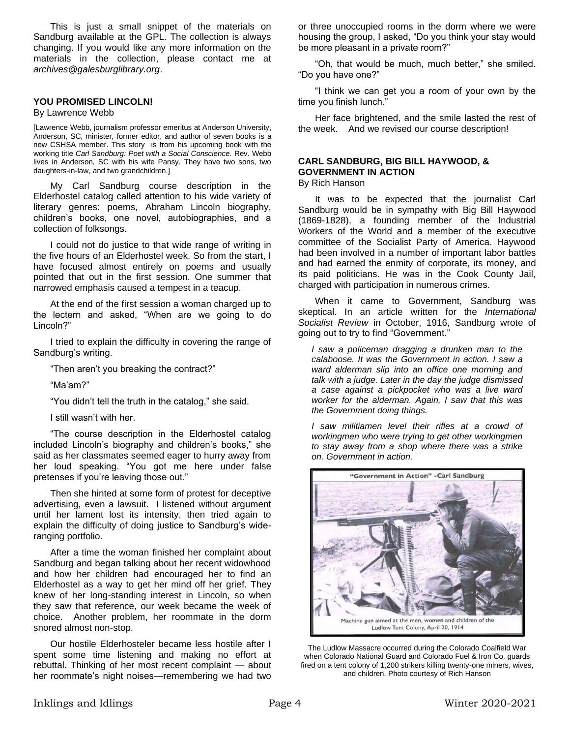This is just a small snippet of the materials on Sandburg available at the GPL. The collection is always changing. If you would like any more information on the materials in the collection, please contact me at *archives@galesburglibrary.org*.

### YOU PROMISED LINCOLN!

By Lawrence Webb

[Lawrence Webb, journalism professor emeritus at Anderson University, Anderson, SC, minister, former editor, and author of seven books is a new CSHSA member. This story is from his upcoming book with the working title *Carl Sandburg: Poet with a Social Conscience.* Rev. Webb lives in Anderson, SC with his wife Pansy. They have two sons, two daughters-in-law, and two grandchildren.]

My Carl Sandburg course description in the Elderhostel catalog called attention to his wide variety of literary genres: poems, Abraham Lincoln biography, children's books, one novel, autobiographies, and a collection of folksongs.

I could not do justice to that wide range of writing in the five hours of an Elderhostel week. So from the start, I have focused almost entirely on poems and usually pointed that out in the first session. One summer that narrowed emphasis caused a tempest in a teacup.

At the end of the first session a woman charged up to the lectern and asked, "When are we going to do Lincoln?"

I tried to explain the difficulty in covering the range of Sandburg's writing.

"Then aren't you breaking the contract?"

"Ma'am?"

"You didn't tell the truth in the catalog," she said.

I still wasn't with her.

"The course description in the Elderhostel catalog included Lincoln's biography and children's books," she said as her classmates seemed eager to hurry away from her loud speaking. "You got me here under false pretenses if you're leaving those out."

Then she hinted at some form of protest for deceptive advertising, even a lawsuit. I listened without argument until her lament lost its intensity, then tried again to explain the difficulty of doing justice to Sandburg's wide-ranging portfolio.

After a time the woman finished her complaint about Sandburg and began talking about her recent widowhood and how her children had encouraged her to find an Elderhostel as a way to get her mind off her grief. They knew of her long-standing interest in Lincoln, so when they saw that reference, our week became the week of choice. Another problem, her roommate in the dorm snored almost non-stop.

Our hostile Elderhosteler became less hostile after I spent some time listening and making no effort at rebuttal. Thinking of her most recent complaint — about her roommate's night noises—remembering we had two or three unoccupied rooms in the dorm where we were housing the group, I asked, "Do you think your stay would be more pleasant in a private room?"

"Oh, that would be much, much better," she smiled. "Do you have one?"

"I think we can get you a room of your own by the time you finish lunch."

Her face brightened, and the smile lasted the rest of the week. And we revised our course description!

### CARL SANDBURG, BIG BILL HAYWOOD, & GOVERNMENT IN ACTION

By Rich Hanson

It was to be expected that the journalist Carl Sandburg would be in sympathy with Big Bill Haywood (1869-1828), a founding member of the Industrial Workers of the World and a member of the executive committee of the Socialist Party of America. Haywood had been involved in a number of important labor battles and had earned the enmity of corporate, its money, and its paid politicians. He was in the Cook County Jail, charged with participation in numerous crimes.

When it came to Government, Sandburg was skeptical. In an article written for the *International Socialist Review* in October, 1916, Sandburg wrote of going out to try to find "Government."

*I saw a policeman dragging a drunken man to the calaboose. It was the Government in action. I saw a ward alderman slip into an office one morning and talk with a judge. Later in the day the judge dismissed a case against a pickpocket who was a live ward worker for the alderman. Again, I saw that this was the Government doing things.*

*I saw militiamen level their rifles at a crowd of workingmen who were trying to get other workingmen to stay away from a shop where there was a strike on. Government in action.*

"Government in Action" -Carl Sandburg

Machine gun aimed at the men, women and children of the Ludlow Tent Colony, April 20, 1914

The Ludlow Massacre occurred during the Colorado Coalfield War when Colorado National Guard and Colorado Fuel & Iron Co. guards fired on a tent colony of 1,200 strikers killing twenty-one miners, wives, and children. Photo courtesy of Rich Hanson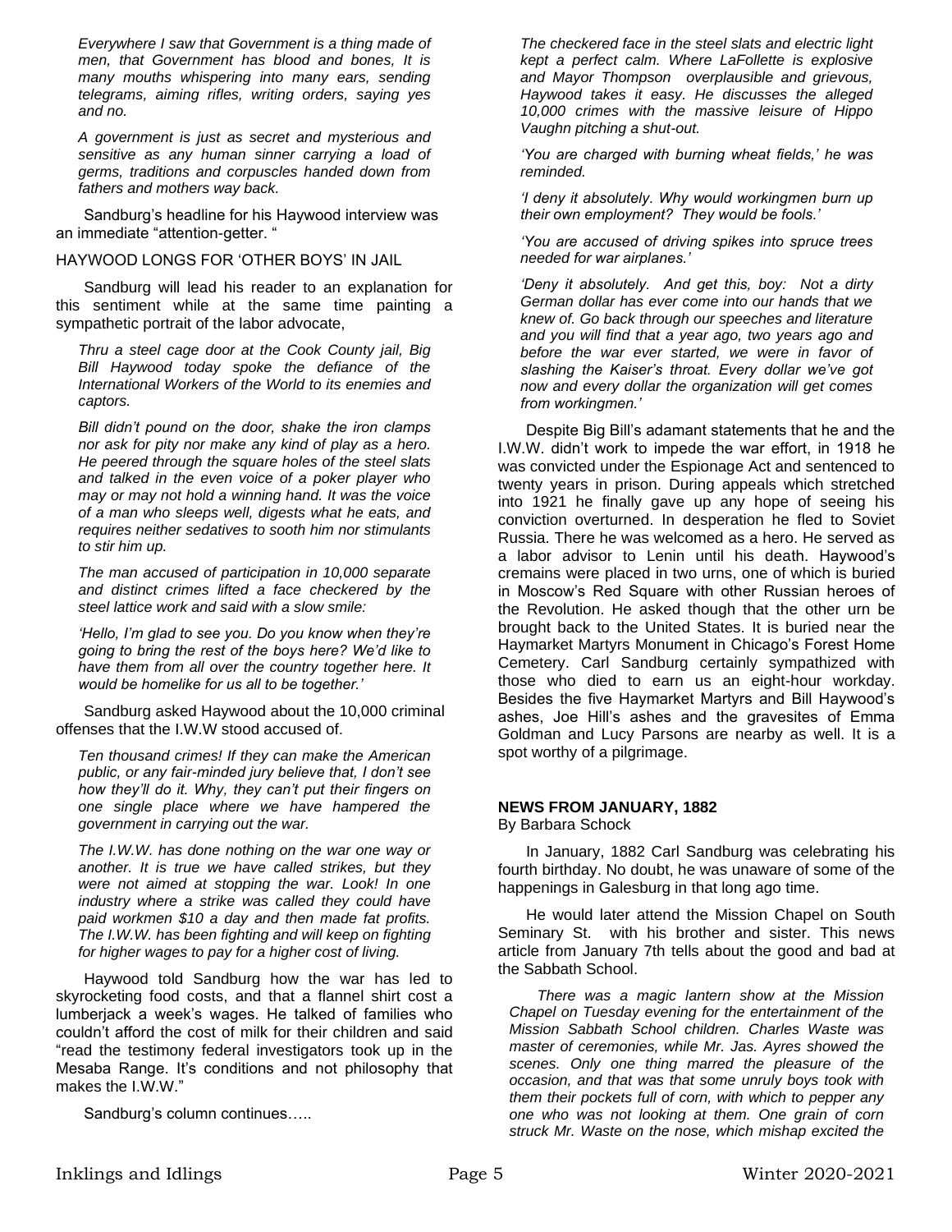*Everywhere I saw that Government is a thing made of men, that Government has blood and bones, It is many mouths whispering into many ears, sending telegrams, aiming rifles, writing orders, saying yes and no.*

*A government is just as secret and mysterious and sensitive as any human sinner carrying a load of germs, traditions and corpuscles handed down from fathers and mothers way back.*

Sandburg's headline for his Haywood interview was an immediate "attention-getter. "

HAYWOOD LONGS FOR 'OTHER BOYS' IN JAIL

Sandburg will lead his reader to an explanation for this sentiment while at the same time painting a sympathetic portrait of the labor advocate,

*Thru a steel cage door at the Cook County jail, Big Bill Haywood today spoke the defiance of the International Workers of the World to its enemies and captors.*

*Bill didn't pound on the door, shake the iron clamps nor ask for pity nor make any kind of play as a hero. He peered through the square holes of the steel slats and talked in the even voice of a poker player who may or may not hold a winning hand. It was the voice of a man who sleeps well, digests what he eats, and requires neither sedatives to sooth him nor stimulants to stir him up.*

*The man accused of participation in 10,000 separate and distinct crimes lifted a face checkered by the steel lattice work and said with a slow smile:*

*'Hello, I'm glad to see you. Do you know when they're going to bring the rest of the boys here? We'd like to have them from all over the country together here. It would be homelike for us all to be together.'*

Sandburg asked Haywood about the 10,000 criminal offenses that the I.W.W stood accused of.

*Ten thousand crimes! If they can make the American public, or any fair-minded jury believe that, I don't see how they'll do it. Why, they can't put their fingers on one single place where we have hampered the government in carrying out the war.*

*The I.W.W. has done nothing on the war one way or another. It is true we have called strikes, but they were not aimed at stopping the war. Look! In one industry where a strike was called they could have paid workmen $10 a day and then made fat profits. The I.W.W. has been fighting and will keep on fighting for higher wages to pay for a higher cost of living.*

Haywood told Sandburg how the war has led to skyrocketing food costs, and that a flannel shirt cost a lumberjack a week's wages. He talked of families who couldn't afford the cost of milk for their children and said "read the testimony federal investigators took up in the Mesaba Range. It's conditions and not philosophy that makes the I.W.W."

Sandburg's column continues…..

*The checkered face in the steel slats and electric light kept a perfect calm. Where LaFollette is explosive and Mayor Thompson overplausible and grievous, Haywood takes it easy. He discusses the alleged 10,000 crimes with the massive leisure of Hippo Vaughn pitching a shut-out.*

*'You are charged with burning wheat fields,' he was reminded.*

*'I deny it absolutely. Why would workingmen burn up their own employment? They would be fools.'*

*'You are accused of driving spikes into spruce trees needed for war airplanes.'*

*'Deny it absolutely. And get this, boy: Not a dirty German dollar has ever come into our hands that we knew of. Go back through our speeches and literature and you will find that a year ago, two years ago and before the war ever started, we were in favor of slashing the Kaiser's throat. Every dollar we've got now and every dollar the organization will get comes from workingmen.'*

Despite Big Bill's adamant statements that he and the I.W.W. didn't work to impede the war effort, in 1918 he was convicted under the Espionage Act and sentenced to twenty years in prison. During appeals which stretched into 1921 he finally gave up any hope of seeing his conviction overturned. In desperation he fled to Soviet Russia. There he was welcomed as a hero. He served as a labor advisor to Lenin until his death. Haywood's cremains were placed in two urns, one of which is buried in Moscow's Red Square with other Russian heroes of the Revolution. He asked though that the other urn be brought back to the United States. It is buried near the Haymarket Martyrs Monument in Chicago's Forest Home Cemetery. Carl Sandburg certainly sympathized with those who died to earn us an eight-hour workday. Besides the five Haymarket Martyrs and Bill Haywood's ashes, Joe Hill's ashes and the gravesites of Emma Goldman and Lucy Parsons are nearby as well. It is a spot worthy of a pilgrimage.

**NEWS FROM JANUARY, 1882**

By Barbara Schock

In January, 1882 Carl Sandburg was celebrating his fourth birthday. No doubt, he was unaware of some of the happenings in Galesburg in that long ago time.

He would later attend the Mission Chapel on South Seminary St. with his brother and sister. This news article from January 7th tells about the good and bad at the Sabbath School.

*There was a magic lantern show at the Mission Chapel on Tuesday evening for the entertainment of the Mission Sabbath School children. Charles Waste was master of ceremonies, while Mr. Jas. Ayres showed the scenes. Only one thing marred the pleasure of the occasion, and that was that some unruly boys took with them their pockets full of corn, with which to pepper any one who was not looking at them. One grain of corn struck Mr. Waste on the nose, which mishap excited the*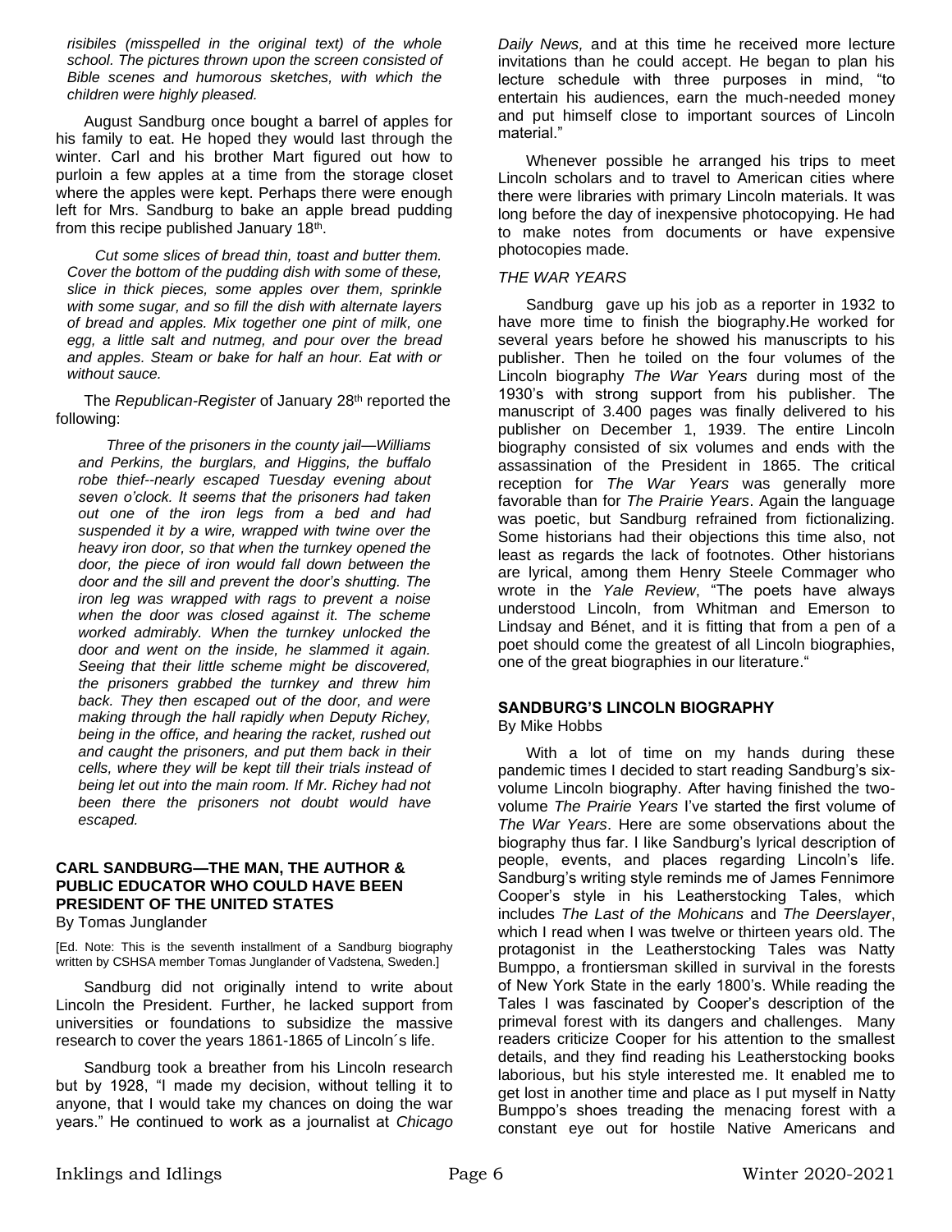*risibiles (misspelled in the original text) of the whole school. The pictures thrown upon the screen consisted of Bible scenes and humorous sketches, with which the children were highly pleased.*

August Sandburg once bought a barrel of apples for his family to eat. He hoped they would last through the winter. Carl and his brother Mart figured out how to purloin a few apples at a time from the storage closet where the apples were kept. Perhaps there were enough left for Mrs. Sandburg to bake an apple bread pudding from this recipe published January 18th.

*Cut some slices of bread thin, toast and butter them. Cover the bottom of the pudding dish with some of these, slice in thick pieces, some apples over them, sprinkle with some sugar, and so fill the dish with alternate layers of bread and apples. Mix together one pint of milk, one egg, a little salt and nutmeg, and pour over the bread and apples. Steam or bake for half an hour. Eat with or without sauce.*

The *Republican-Register* of January 28th reported the following:

*Three of the prisoners in the county jail—Williams and Perkins, the burglars, and Higgins, the buffalo robe thief--nearly escaped Tuesday evening about seven o'clock. It seems that the prisoners had taken out one of the iron legs from a bed and had suspended it by a wire, wrapped with twine over the heavy iron door, so that when the turnkey opened the door, the piece of iron would fall down between the door and the sill and prevent the door's shutting. The iron leg was wrapped with rags to prevent a noise when the door was closed against it. The scheme worked admirably. When the turnkey unlocked the door and went on the inside, he slammed it again. Seeing that their little scheme might be discovered, the prisoners grabbed the turnkey and threw him back. They then escaped out of the door, and were making through the hall rapidly when Deputy Richey, being in the office, and hearing the racket, rushed out and caught the prisoners, and put them back in their cells, where they will be kept till their trials instead of being let out into the main room. If Mr. Richey had not been there the prisoners not doubt would have escaped.*

## CARL SANDBURG—THE MAN, THE AUTHOR & PUBLIC EDUCATOR WHO COULD HAVE BEEN PRESIDENT OF THE UNITED STATES

By Tomas Junglander

[Ed. Note: This is the seventh installment of a Sandburg biography written by CSHSA member Tomas Junglander of Vadstena, Sweden.]

Sandburg did not originally intend to write about Lincoln the President. Further, he lacked support from universities or foundations to subsidize the massive research to cover the years 1861-1865 of Lincoln´s life.

Sandburg took a breather from his Lincoln research but by 1928, "I made my decision, without telling it to anyone, that I would take my chances on doing the war years." He continued to work as a journalist at *Chicago Daily News,* and at this time he received more lecture invitations than he could accept. He began to plan his lecture schedule with three purposes in mind, "to entertain his audiences, earn the much-needed money and put himself close to important sources of Lincoln material."

Whenever possible he arranged his trips to meet Lincoln scholars and to travel to American cities where there were libraries with primary Lincoln materials. It was long before the day of inexpensive photocopying. He had to make notes from documents or have expensive photocopies made.

*THE WAR YEARS*

Sandburg gave up his job as a reporter in 1932 to have more time to finish the biography.He worked for several years before he showed his manuscripts to his publisher. Then he toiled on the four volumes of the Lincoln biography *The War Years* during most of the 1930's with strong support from his publisher. The manuscript of 3.400 pages was finally delivered to his publisher on December 1, 1939. The entire Lincoln biography consisted of six volumes and ends with the assassination of the President in 1865. The critical reception for *The War Years* was generally more favorable than for *The Prairie Years*. Again the language was poetic, but Sandburg refrained from fictionalizing. Some historians had their objections this time also, not least as regards the lack of footnotes. Other historians are lyrical, among them Henry Steele Commager who wrote in the *Yale Review*, "The poets have always understood Lincoln, from Whitman and Emerson to Lindsay and Bénet, and it is fitting that from a pen of a poet should come the greatest of all Lincoln biographies, one of the great biographies in our literature."

## SANDBURG'S LINCOLN BIOGRAPHY

By Mike Hobbs

With a lot of time on my hands during these pandemic times I decided to start reading Sandburg's six-volume Lincoln biography. After having finished the two-volume *The Prairie Years* I've started the first volume of *The War Years*. Here are some observations about the biography thus far. I like Sandburg's lyrical description of people, events, and places regarding Lincoln's life. Sandburg's writing style reminds me of James Fennimore Cooper's style in his Leatherstocking Tales, which includes *The Last of the Mohicans* and *The Deerslayer*, which I read when I was twelve or thirteen years old. The protagonist in the Leatherstocking Tales was Natty Bumppo, a frontiersman skilled in survival in the forests of New York State in the early 1800's. While reading the Tales I was fascinated by Cooper's description of the primeval forest with its dangers and challenges. Many readers criticize Cooper for his attention to the smallest details, and they find reading his Leatherstocking books laborious, but his style interested me. It enabled me to get lost in another time and place as I put myself in Natty Bumppo's shoes treading the menacing forest with a constant eye out for hostile Native Americans and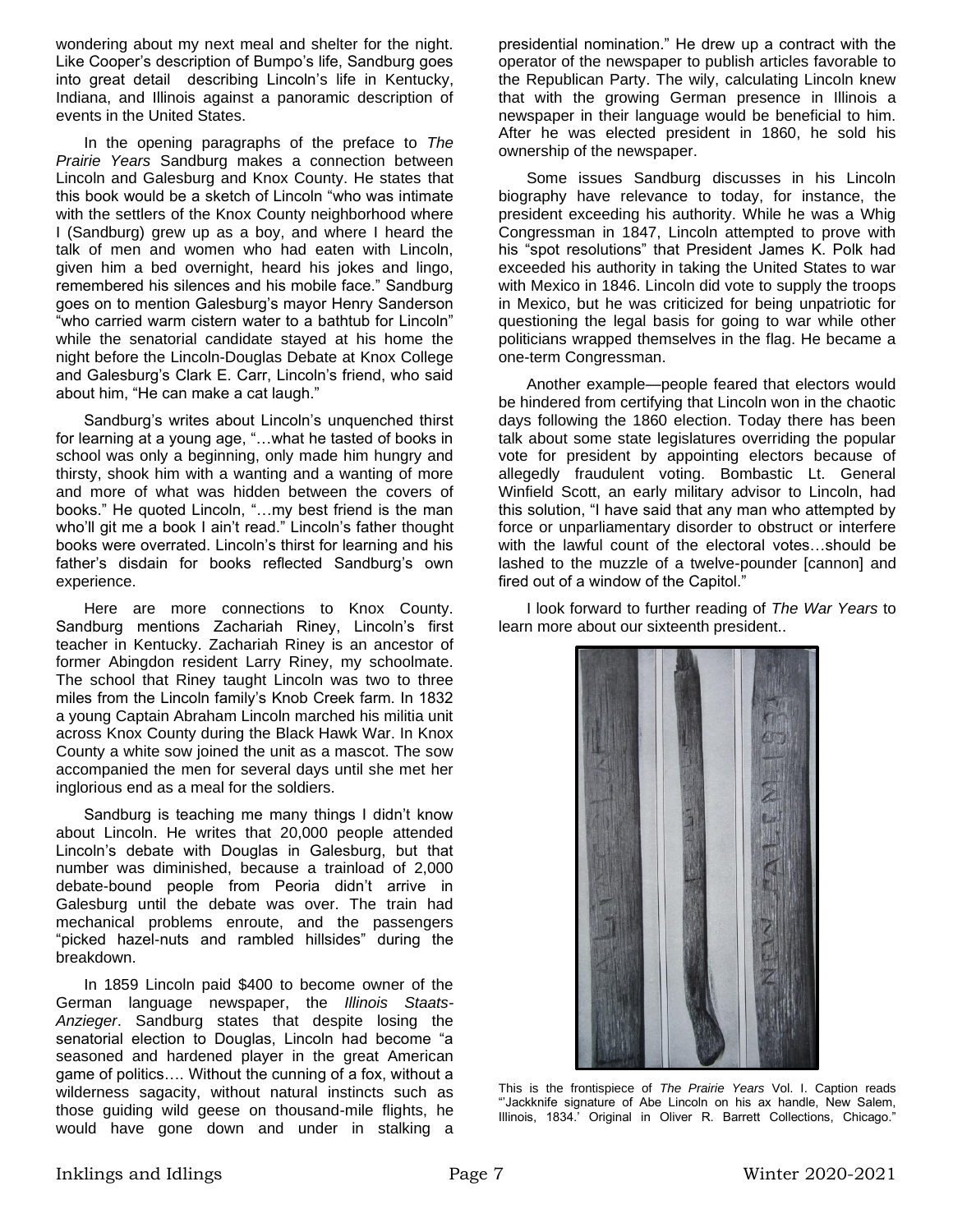wondering about my next meal and shelter for the night. Like Cooper's description of Bumpo's life, Sandburg goes into great detail describing Lincoln's life in Kentucky, Indiana, and Illinois against a panoramic description of events in the United States.

In the opening paragraphs of the preface to *The Prairie Years* Sandburg makes a connection between Lincoln and Galesburg and Knox County. He states that this book would be a sketch of Lincoln "who was intimate with the settlers of the Knox County neighborhood where I (Sandburg) grew up as a boy, and where I heard the talk of men and women who had eaten with Lincoln, given him a bed overnight, heard his jokes and lingo, remembered his silences and his mobile face." Sandburg goes on to mention Galesburg's mayor Henry Sanderson "who carried warm cistern water to a bathtub for Lincoln" while the senatorial candidate stayed at his home the night before the Lincoln-Douglas Debate at Knox College and Galesburg's Clark E. Carr, Lincoln's friend, who said about him, "He can make a cat laugh."

Sandburg's writes about Lincoln's unquenched thirst for learning at a young age, "…what he tasted of books in school was only a beginning, only made him hungry and thirsty, shook him with a wanting and a wanting of more and more of what was hidden between the covers of books." He quoted Lincoln, "…my best friend is the man who'll git me a book I ain't read." Lincoln's father thought books were overrated. Lincoln's thirst for learning and his father's disdain for books reflected Sandburg's own experience.

Here are more connections to Knox County. Sandburg mentions Zachariah Riney, Lincoln's first teacher in Kentucky. Zachariah Riney is an ancestor of former Abingdon resident Larry Riney, my schoolmate. The school that Riney taught Lincoln was two to three miles from the Lincoln family's Knob Creek farm. In 1832 a young Captain Abraham Lincoln marched his militia unit across Knox County during the Black Hawk War. In Knox County a white sow joined the unit as a mascot. The sow accompanied the men for several days until she met her inglorious end as a meal for the soldiers.

Sandburg is teaching me many things I didn't know about Lincoln. He writes that 20,000 people attended Lincoln's debate with Douglas in Galesburg, but that number was diminished, because a trainload of 2,000 debate-bound people from Peoria didn't arrive in Galesburg until the debate was over. The train had mechanical problems enroute, and the passengers "picked hazel-nuts and rambled hillsides" during the breakdown.

In 1859 Lincoln paid $400 to become owner of the German language newspaper, the *Illinois Staats-Anzieger*. Sandburg states that despite losing the senatorial election to Douglas, Lincoln had become "a seasoned and hardened player in the great American game of politics…. Without the cunning of a fox, without a wilderness sagacity, without natural instincts such as those guiding wild geese on thousand-mile flights, he would have gone down and under in stalking a presidential nomination." He drew up a contract with the operator of the newspaper to publish articles favorable to the Republican Party. The wily, calculating Lincoln knew that with the growing German presence in Illinois a newspaper in their language would be beneficial to him. After he was elected president in 1860, he sold his ownership of the newspaper.

Some issues Sandburg discusses in his Lincoln biography have relevance to today, for instance, the president exceeding his authority. While he was a Whig Congressman in 1847, Lincoln attempted to prove with his "spot resolutions" that President James K. Polk had exceeded his authority in taking the United States to war with Mexico in 1846. Lincoln did vote to supply the troops in Mexico, but he was criticized for being unpatriotic for questioning the legal basis for going to war while other politicians wrapped themselves in the flag. He became a one-term Congressman.

Another example—people feared that electors would be hindered from certifying that Lincoln won in the chaotic days following the 1860 election. Today there has been talk about some state legislatures overriding the popular vote for president by appointing electors because of allegedly fraudulent voting. Bombastic Lt. General Winfield Scott, an early military advisor to Lincoln, had this solution, "I have said that any man who attempted by force or unparliamentary disorder to obstruct or interfere with the lawful count of the electoral votes…should be lashed to the muzzle of a twelve-pounder [cannon] and fired out of a window of the Capitol."

I look forward to further reading of *The War Years* to learn more about our sixteenth president..

This is the frontispiece of *The Prairie Years* Vol. I. Caption reads "'Jackknife signature of Abe Lincoln on his ax handle, New Salem, Illinois, 1834.' Original in Oliver R. Barrett Collections, Chicago."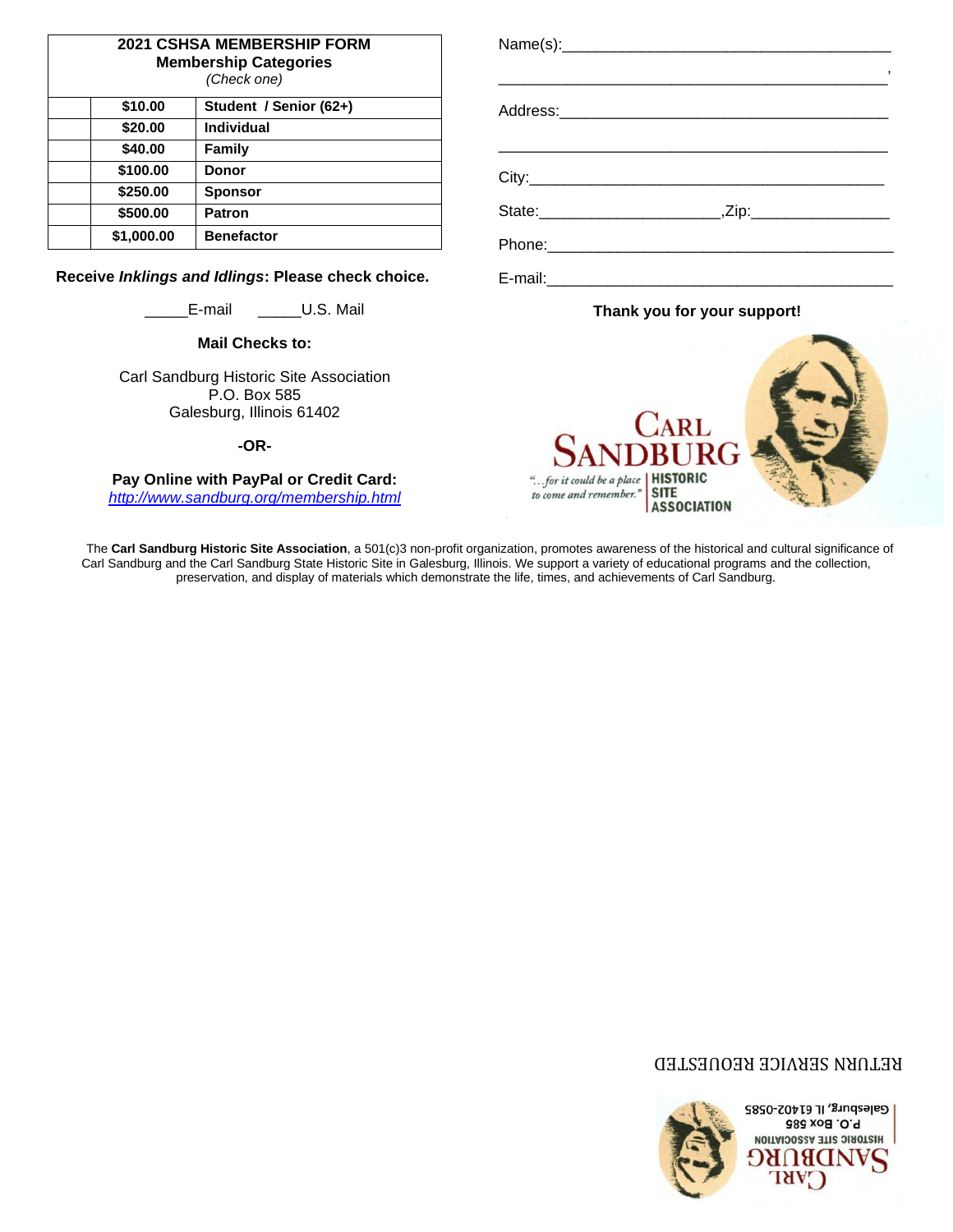| 2021 CSHSA MEMBERSHIP FORM<br>Membership Categories<br>*(Check one)* | | |
|---|---|---|
| | $10.00 | Student / Senior (62+) |
| | $20.00 | Individual |
| | $40.00 | Family |
| | $100.00 | Donor |
| | $250.00 | Sponsor |
| | $500.00 | Patron |
| | $1,000.00 | Benefactor |

**Receive *Inklings and Idlings*: Please check choice.**

_____E-mail _____U.S. Mail

**Mail Checks to:**

Carl Sandburg Historic Site Association
P.O. Box 585
Galesburg, Illinois 61402

**-OR-**

**Pay Online with PayPal or Credit Card:**
*http://www.sandburg.org/membership.html*

Name(s):_______________________________________

_______________________________________________,

Address:_______________________________________

_______________________________________________

City:__________________________________________

State:____________________,Zip:________________

Phone:_________________________________________

E-mail:________________________________________

**Thank you for your support!**

CARL SANDBURG HISTORIC SITE ASSOCIATION

"...for it could be a place to come and remember."

The **Carl Sandburg Historic Site Association**, a 501(c)3 non-profit organization, promotes awareness of the historical and cultural significance of Carl Sandburg and the Carl Sandburg State Historic Site in Galesburg, Illinois. We support a variety of educational programs and the collection, preservation, and display of materials which demonstrate the life, times, and achievements of Carl Sandburg.

RETURN SERVICE REQUESTED

CARL SANDBURG
HISTORIC SITE ASSOCIATION
P.O. Box 585
Galesburg, IL 61402-0585